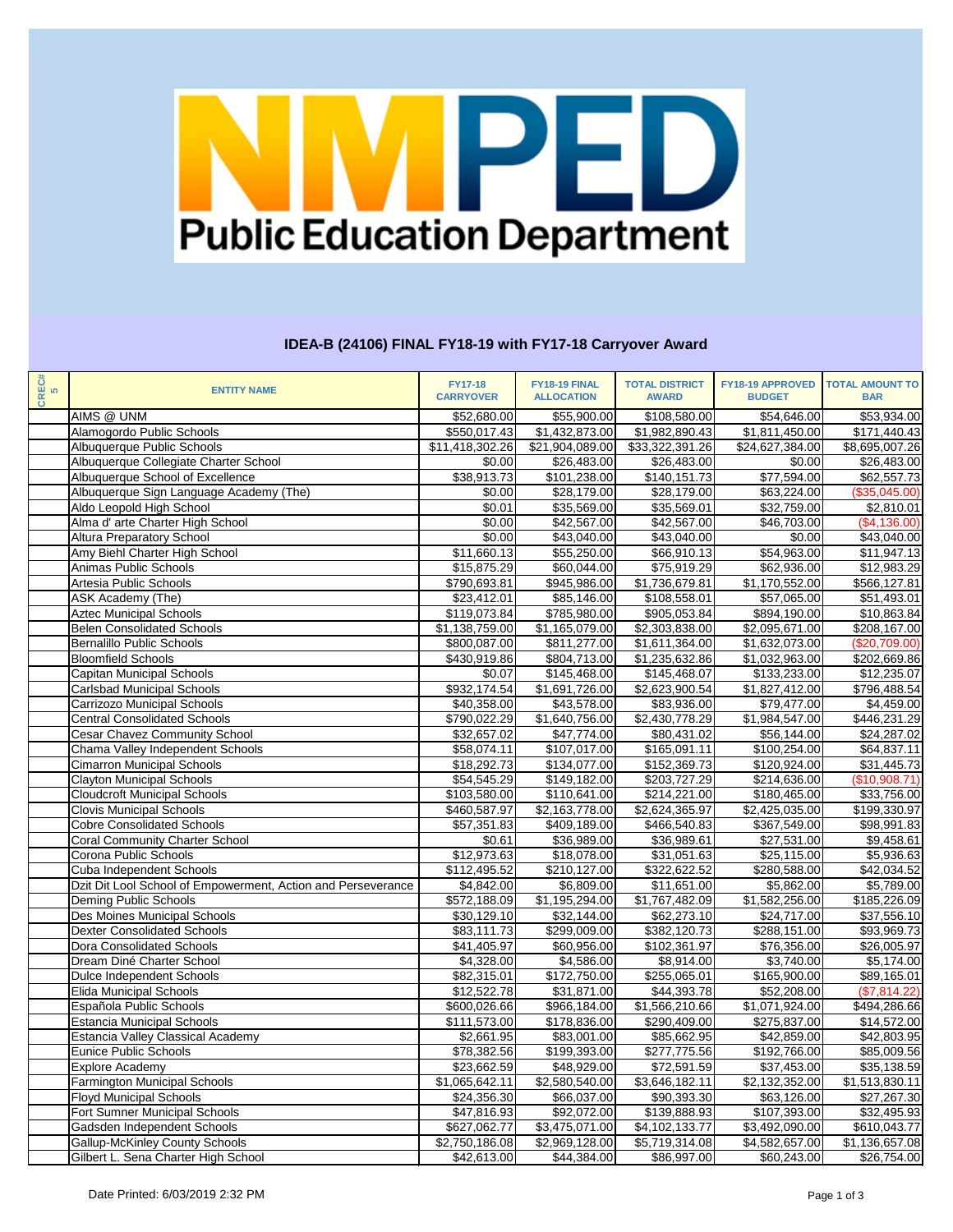# NMPED Public Education Department

## IDEA-B (24106) FINAL FY18-19 with FY17-18 Carryover Award

| CREC# 5 | ENTITY NAME | FY17-18 CARRYOVER | FY18-19 FINAL ALLOCATION | TOTAL DISTRICT AWARD | FY18-19 APPROVED BUDGET | TOTAL AMOUNT TO BAR |
|---|---|---|---|---|---|---|
| | AIMS @ UNM | $52,680.00 | $55,900.00 | $108,580.00 | $54,646.00 | $53,934.00 |
| | Alamogordo Public Schools | $550,017.43 | $1,432,873.00 | $1,982,890.43 | $1,811,450.00 | $171,440.43 |
| | Albuquerque Public Schools | $11,418,302.26 | $21,904,089.00 | $33,322,391.26 | $24,627,384.00 | $8,695,007.26 |
| | Albuquerque Collegiate Charter School | $0.00 | $26,483.00 | $26,483.00 | $0.00 | $26,483.00 |
| | Albuquerque School of Excellence | $38,913.73 | $101,238.00 | $140,151.73 | $77,594.00 | $62,557.73 |
| | Albuquerque Sign Language Academy (The) | $0.00 | $28,179.00 | $28,179.00 | $63,224.00 | ($35,045.00) |
| | Aldo Leopold High School | $0.01 | $35,569.00 | $35,569.01 | $32,759.00 | $2,810.01 |
| | Alma d' arte Charter High School | $0.00 | $42,567.00 | $42,567.00 | $46,703.00 | ($4,136.00) |
| | Altura Preparatory School | $0.00 | $43,040.00 | $43,040.00 | $0.00 | $43,040.00 |
| | Amy Biehl Charter High School | $11,660.13 | $55,250.00 | $66,910.13 | $54,963.00 | $11,947.13 |
| | Animas Public Schools | $15,875.29 | $60,044.00 | $75,919.29 | $62,936.00 | $12,983.29 |
| | Artesia Public Schools | $790,693.81 | $945,986.00 | $1,736,679.81 | $1,170,552.00 | $566,127.81 |
| | ASK Academy (The) | $23,412.01 | $85,146.00 | $108,558.01 | $57,065.00 | $51,493.01 |
| | Aztec Municipal Schools | $119,073.84 | $785,980.00 | $905,053.84 | $894,190.00 | $10,863.84 |
| | Belen Consolidated Schools | $1,138,759.00 | $1,165,079.00 | $2,303,838.00 | $2,095,671.00 | $208,167.00 |
| | Bernalillo Public Schools | $800,087.00 | $811,277.00 | $1,611,364.00 | $1,632,073.00 | ($20,709.00) |
| | Bloomfield Schools | $430,919.86 | $804,713.00 | $1,235,632.86 | $1,032,963.00 | $202,669.86 |
| | Capitan Municipal Schools | $0.07 | $145,468.00 | $145,468.07 | $133,233.00 | $12,235.07 |
| | Carlsbad Municipal Schools | $932,174.54 | $1,691,726.00 | $2,623,900.54 | $1,827,412.00 | $796,488.54 |
| | Carrizozo Municipal Schools | $40,358.00 | $43,578.00 | $83,936.00 | $79,477.00 | $4,459.00 |
| | Central Consolidated Schools | $790,022.29 | $1,640,756.00 | $2,430,778.29 | $1,984,547.00 | $446,231.29 |
| | Cesar Chavez Community School | $32,657.02 | $47,774.00 | $80,431.02 | $56,144.00 | $24,287.02 |
| | Chama Valley Independent Schools | $58,074.11 | $107,017.00 | $165,091.11 | $100,254.00 | $64,837.11 |
| | Cimarron Municipal Schools | $18,292.73 | $134,077.00 | $152,369.73 | $120,924.00 | $31,445.73 |
| | Clayton Municipal Schools | $54,545.29 | $149,182.00 | $203,727.29 | $214,636.00 | ($10,908.71) |
| | Cloudcroft Municipal Schools | $103,580.00 | $110,641.00 | $214,221.00 | $180,465.00 | $33,756.00 |
| | Clovis Municipal Schools | $460,587.97 | $2,163,778.00 | $2,624,365.97 | $2,425,035.00 | $199,330.97 |
| | Cobre Consolidated Schools | $57,351.83 | $409,189.00 | $466,540.83 | $367,549.00 | $98,991.83 |
| | Coral Community Charter School | $0.61 | $36,989.00 | $36,989.61 | $27,531.00 | $9,458.61 |
| | Corona Public Schools | $12,973.63 | $18,078.00 | $31,051.63 | $25,115.00 | $5,936.63 |
| | Cuba Independent Schools | $112,495.52 | $210,127.00 | $322,622.52 | $280,588.00 | $42,034.52 |
| | Dzit Dit Lool School of Empowerment, Action and Perseverance | $4,842.00 | $6,809.00 | $11,651.00 | $5,862.00 | $5,789.00 |
| | Deming Public Schools | $572,188.09 | $1,195,294.00 | $1,767,482.09 | $1,582,256.00 | $185,226.09 |
| | Des Moines Municipal Schools | $30,129.10 | $32,144.00 | $62,273.10 | $24,717.00 | $37,556.10 |
| | Dexter Consolidated Schools | $83,111.73 | $299,009.00 | $382,120.73 | $288,151.00 | $93,969.73 |
| | Dora Consolidated Schools | $41,405.97 | $60,956.00 | $102,361.97 | $76,356.00 | $26,005.97 |
| | Dream Diné Charter School | $4,328.00 | $4,586.00 | $8,914.00 | $3,740.00 | $5,174.00 |
| | Dulce Independent Schools | $82,315.01 | $172,750.00 | $255,065.01 | $165,900.00 | $89,165.01 |
| | Elida Municipal Schools | $12,522.78 | $31,871.00 | $44,393.78 | $52,208.00 | ($7,814.22) |
| | Española Public Schools | $600,026.66 | $966,184.00 | $1,566,210.66 | $1,071,924.00 | $494,286.66 |
| | Estancia Municipal Schools | $111,573.00 | $178,836.00 | $290,409.00 | $275,837.00 | $14,572.00 |
| | Estancia Valley Classical Academy | $2,661.95 | $83,001.00 | $85,662.95 | $42,859.00 | $42,803.95 |
| | Eunice Public Schools | $78,382.56 | $199,393.00 | $277,775.56 | $192,766.00 | $85,009.56 |
| | Explore Academy | $23,662.59 | $48,929.00 | $72,591.59 | $37,453.00 | $35,138.59 |
| | Farmington Municipal Schools | $1,065,642.11 | $2,580,540.00 | $3,646,182.11 | $2,132,352.00 | $1,513,830.11 |
| | Floyd Municipal Schools | $24,356.30 | $66,037.00 | $90,393.30 | $63,126.00 | $27,267.30 |
| | Fort Sumner Municipal Schools | $47,816.93 | $92,072.00 | $139,888.93 | $107,393.00 | $32,495.93 |
| | Gadsden Independent Schools | $627,062.77 | $3,475,071.00 | $4,102,133.77 | $3,492,090.00 | $610,043.77 |
| | Gallup-McKinley County Schools | $2,750,186.08 | $2,969,128.00 | $5,719,314.08 | $4,582,657.00 | $1,136,657.08 |
| | Gilbert L. Sena Charter High School | $42,613.00 | $44,384.00 | $86,997.00 | $60,243.00 | $26,754.00 |

Date Printed: 6/03/2019 2:32 PM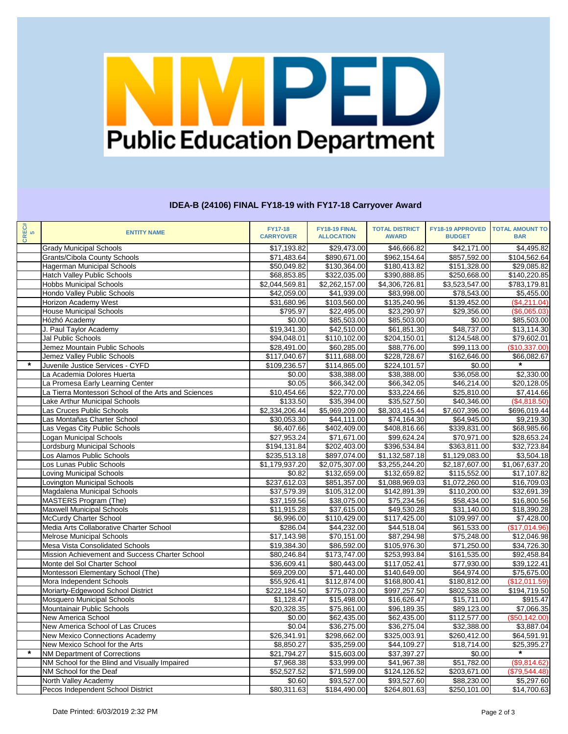NMPED Public Education Department

## IDEA-B (24106) FINAL FY18-19 with FY17-18 Carryover Award

| CREC# 5 | ENTITY NAME | FY17-18 CARRYOVER | FY18-19 FINAL ALLOCATION | TOTAL DISTRICT AWARD | FY18-19 APPROVED BUDGET | TOTAL AMOUNT TO BAR |
|---|---|---|---|---|---|---|
| | Grady Municipal Schools | $17,193.82 | $29,473.00 | $46,666.82 | $42,171.00 | $4,495.82 |
| | Grants/Cibola County Schools | $71,483.64 | $890,671.00 | $962,154.64 | $857,592.00 | $104,562.64 |
| | Hagerman Municipal Schools | $50,049.82 | $130,364.00 | $180,413.82 | $151,328.00 | $29,085.82 |
| | Hatch Valley Public Schools | $68,853.85 | $322,035.00 | $390,888.85 | $250,668.00 | $140,220.85 |
| | Hobbs Municipal Schools | $2,044,569.81 | $2,262,157.00 | $4,306,726.81 | $3,523,547.00 | $783,179.81 |
| | Hondo Valley Public Schools | $42,059.00 | $41,939.00 | $83,998.00 | $78,543.00 | $5,455.00 |
| | Horizon Academy West | $31,680.96 | $103,560.00 | $135,240.96 | $139,452.00 | ($4,211.04) |
| | House Municipal Schools | $795.97 | $22,495.00 | $23,290.97 | $29,356.00 | ($6,065.03) |
| | Hózhó Academy | $0.00 | $85,503.00 | $85,503.00 | $0.00 | $85,503.00 |
| | J. Paul Taylor Academy | $19,341.30 | $42,510.00 | $61,851.30 | $48,737.00 | $13,114.30 |
| | Jal Public Schools | $94,048.01 | $110,102.00 | $204,150.01 | $124,548.00 | $79,602.01 |
| | Jemez Mountain Public Schools | $28,491.00 | $60,285.00 | $88,776.00 | $99,113.00 | ($10,337.00) |
| | Jemez Valley Public Schools | $117,040.67 | $111,688.00 | $228,728.67 | $162,646.00 | $66,082.67 |
| * | Juvenile Justice Services - CYFD | $109,236.57 | $114,865.00 | $224,101.57 | $0.00 | * |
| | La Academia Dolores Huerta | $0.00 | $38,388.00 | $38,388.00 | $36,058.00 | $2,330.00 |
| | La Promesa Early Learning Center | $0.05 | $66,342.00 | $66,342.05 | $46,214.00 | $20,128.05 |
| | La Tierra Montessori School of the Arts and Sciences | $10,454.66 | $22,770.00 | $33,224.66 | $25,810.00 | $7,414.66 |
| | Lake Arthur Municipal Schools | $133.50 | $35,394.00 | $35,527.50 | $40,346.00 | ($4,818.50) |
| | Las Cruces Public Schools | $2,334,206.44 | $5,969,209.00 | $8,303,415.44 | $7,607,396.00 | $696,019.44 |
| | Las Montañas Charter School | $30,053.30 | $44,111.00 | $74,164.30 | $64,945.00 | $9,219.30 |
| | Las Vegas City Public Schools | $6,407.66 | $402,409.00 | $408,816.66 | $339,831.00 | $68,985.66 |
| | Logan Municipal Schools | $27,953.24 | $71,671.00 | $99,624.24 | $70,971.00 | $28,653.24 |
| | Lordsburg Municipal Schools | $194,131.84 | $202,403.00 | $396,534.84 | $363,811.00 | $32,723.84 |
| | Los Alamos Public Schools | $235,513.18 | $897,074.00 | $1,132,587.18 | $1,129,083.00 | $3,504.18 |
| | Los Lunas Public Schools | $1,179,937.20 | $2,075,307.00 | $3,255,244.20 | $2,187,607.00 | $1,067,637.20 |
| | Loving Municipal Schools | $0.82 | $132,659.00 | $132,659.82 | $115,552.00 | $17,107.82 |
| | Lovington Municipal Schools | $237,612.03 | $851,357.00 | $1,088,969.03 | $1,072,260.00 | $16,709.03 |
| | Magdalena Municipal Schools | $37,579.39 | $105,312.00 | $142,891.39 | $110,200.00 | $32,691.39 |
| | MASTERS Program (The) | $37,159.56 | $38,075.00 | $75,234.56 | $58,434.00 | $16,800.56 |
| | Maxwell Municipal Schools | $11,915.28 | $37,615.00 | $49,530.28 | $31,140.00 | $18,390.28 |
| | McCurdy Charter School | $6,996.00 | $110,429.00 | $117,425.00 | $109,997.00 | $7,428.00 |
| | Media Arts Collaborative Charter School | $286.04 | $44,232.00 | $44,518.04 | $61,533.00 | ($17,014.96) |
| | Melrose Municipal Schools | $17,143.98 | $70,151.00 | $87,294.98 | $75,248.00 | $12,046.98 |
| | Mesa Vista Consolidated Schools | $19,384.30 | $86,592.00 | $105,976.30 | $71,250.00 | $34,726.30 |
| | Mission Achievement and Success Charter School | $80,246.84 | $173,747.00 | $253,993.84 | $161,535.00 | $92,458.84 |
| | Monte del Sol Charter School | $36,609.41 | $80,443.00 | $117,052.41 | $77,930.00 | $39,122.41 |
| | Montessori Elementary School (The) | $69,209.00 | $71,440.00 | $140,649.00 | $64,974.00 | $75,675.00 |
| | Mora Independent Schools | $55,926.41 | $112,874.00 | $168,800.41 | $180,812.00 | ($12,011.59) |
| | Moriarty-Edgewood School District | $222,184.50 | $775,073.00 | $997,257.50 | $802,538.00 | $194,719.50 |
| | Mosquero Municipal Schools | $1,128.47 | $15,498.00 | $16,626.47 | $15,711.00 | $915.47 |
| | Mountainair Public Schools | $20,328.35 | $75,861.00 | $96,189.35 | $89,123.00 | $7,066.35 |
| | New America School | $0.00 | $62,435.00 | $62,435.00 | $112,577.00 | ($50,142.00) |
| | New America School of Las Cruces | $0.04 | $36,275.00 | $36,275.04 | $32,388.00 | $3,887.04 |
| | New Mexico Connections Academy | $26,341.91 | $298,662.00 | $325,003.91 | $260,412.00 | $64,591.91 |
| | New Mexico School for the Arts | $8,850.27 | $35,259.00 | $44,109.27 | $18,714.00 | $25,395.27 |
| * | NM Department of Corrections | $21,794.27 | $15,603.00 | $37,397.27 | $0.00 | * |
| | NM School for the Blind and Visually Impaired | $7,968.38 | $33,999.00 | $41,967.38 | $51,782.00 | ($9,814.62) |
| | NM School for the Deaf | $52,527.52 | $71,599.00 | $124,126.52 | $203,671.00 | ($79,544.48) |
| | North Valley Academy | $0.60 | $93,527.00 | $93,527.60 | $88,230.00 | $5,297.60 |
| | Pecos Independent School District | $80,311.63 | $184,490.00 | $264,801.63 | $250,101.00 | $14,700.63 |

Date Printed: 6/03/2019 2:32 PM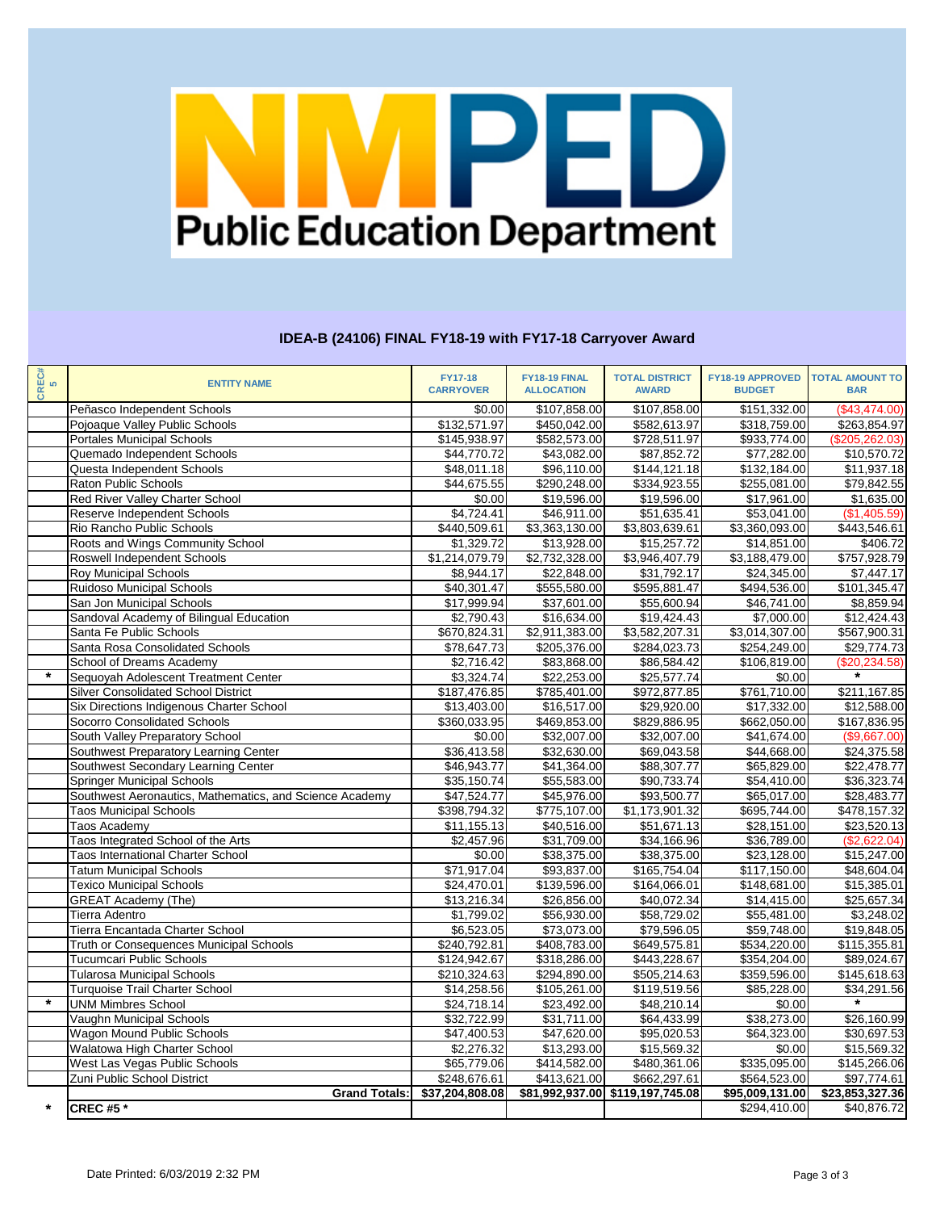NMPED Public Education Department

## IDEA-B (24106) FINAL FY18-19 with FY17-18 Carryover Award

| CREC# 5 | ENTITY NAME | FY17-18 CARRYOVER | FY18-19 FINAL ALLOCATION | TOTAL DISTRICT AWARD | FY18-19 APPROVED BUDGET | TOTAL AMOUNT TO BAR |
|---|---|---|---|---|---|---|
| | Peñasco Independent Schools | $0.00 | $107,858.00 | $107,858.00 | $151,332.00 | ($43,474.00) |
| | Pojoaque Valley Public Schools | $132,571.97 | $450,042.00 | $582,613.97 | $318,759.00 | $263,854.97 |
| | Portales Municipal Schools | $145,938.97 | $582,573.00 | $728,511.97 | $933,774.00 | ($205,262.03) |
| | Quemado Independent Schools | $44,770.72 | $43,082.00 | $87,852.72 | $77,282.00 | $10,570.72 |
| | Questa Independent Schools | $48,011.18 | $96,110.00 | $144,121.18 | $132,184.00 | $11,937.18 |
| | Raton Public Schools | $44,675.55 | $290,248.00 | $334,923.55 | $255,081.00 | $79,842.55 |
| | Red River Valley Charter School | $0.00 | $19,596.00 | $19,596.00 | $17,961.00 | $1,635.00 |
| | Reserve Independent Schools | $4,724.41 | $46,911.00 | $51,635.41 | $53,041.00 | ($1,405.59) |
| | Rio Rancho Public Schools | $440,509.61 | $3,363,130.00 | $3,803,639.61 | $3,360,093.00 | $443,546.61 |
| | Roots and Wings Community School | $1,329.72 | $13,928.00 | $15,257.72 | $14,851.00 | $406.72 |
| | Roswell Independent Schools | $1,214,079.79 | $2,732,328.00 | $3,946,407.79 | $3,188,479.00 | $757,928.79 |
| | Roy Municipal Schools | $8,944.17 | $22,848.00 | $31,792.17 | $24,345.00 | $7,447.17 |
| | Ruidoso Municipal Schools | $40,301.47 | $555,580.00 | $595,881.47 | $494,536.00 | $101,345.47 |
| | San Jon Municipal Schools | $17,999.94 | $37,601.00 | $55,600.94 | $46,741.00 | $8,859.94 |
| | Sandoval Academy of Bilingual Education | $2,790.43 | $16,634.00 | $19,424.43 | $7,000.00 | $12,424.43 |
| | Santa Fe Public Schools | $670,824.31 | $2,911,383.00 | $3,582,207.31 | $3,014,307.00 | $567,900.31 |
| | Santa Rosa Consolidated Schools | $78,647.73 | $205,376.00 | $284,023.73 | $254,249.00 | $29,774.73 |
| | School of Dreams Academy | $2,716.42 | $83,868.00 | $86,584.42 | $106,819.00 | ($20,234.58) |
| * | Sequoyah Adolescent Treatment Center | $3,324.74 | $22,253.00 | $25,577.74 | $0.00 | * |
| | Silver Consolidated School District | $187,476.85 | $785,401.00 | $972,877.85 | $761,710.00 | $211,167.85 |
| | Six Directions Indigenous Charter School | $13,403.00 | $16,517.00 | $29,920.00 | $17,332.00 | $12,588.00 |
| | Socorro Consolidated Schools | $360,033.95 | $469,853.00 | $829,886.95 | $662,050.00 | $167,836.95 |
| | South Valley Preparatory School | $0.00 | $32,007.00 | $32,007.00 | $41,674.00 | ($9,667.00) |
| | Southwest Preparatory Learning Center | $36,413.58 | $32,630.00 | $69,043.58 | $44,668.00 | $24,375.58 |
| | Southwest Secondary Learning Center | $46,943.77 | $41,364.00 | $88,307.77 | $65,829.00 | $22,478.77 |
| | Springer Municipal Schools | $35,150.74 | $55,583.00 | $90,733.74 | $54,410.00 | $36,323.74 |
| | Southwest Aeronautics, Mathematics, and Science Academy | $47,524.77 | $45,976.00 | $93,500.77 | $65,017.00 | $28,483.77 |
| | Taos Municipal Schools | $398,794.32 | $775,107.00 | $1,173,901.32 | $695,744.00 | $478,157.32 |
| | Taos Academy | $11,155.13 | $40,516.00 | $51,671.13 | $28,151.00 | $23,520.13 |
| | Taos Integrated School of the Arts | $2,457.96 | $31,709.00 | $34,166.96 | $36,789.00 | ($2,622.04) |
| | Taos International Charter School | $0.00 | $38,375.00 | $38,375.00 | $23,128.00 | $15,247.00 |
| | Tatum Municipal Schools | $71,917.04 | $93,837.00 | $165,754.04 | $117,150.00 | $48,604.04 |
| | Texico Municipal Schools | $24,470.01 | $139,596.00 | $164,066.01 | $148,681.00 | $15,385.01 |
| | GREAT Academy (The) | $13,216.34 | $26,856.00 | $40,072.34 | $14,415.00 | $25,657.34 |
| | Tierra Adentro | $1,799.02 | $56,930.00 | $58,729.02 | $55,481.00 | $3,248.02 |
| | Tierra Encantada Charter School | $6,523.05 | $73,073.00 | $79,596.05 | $59,748.00 | $19,848.05 |
| | Truth or Consequences Municipal Schools | $240,792.81 | $408,783.00 | $649,575.81 | $534,220.00 | $115,355.81 |
| | Tucumcari Public Schools | $124,942.67 | $318,286.00 | $443,228.67 | $354,204.00 | $89,024.67 |
| | Tularosa Municipal Schools | $210,324.63 | $294,890.00 | $505,214.63 | $359,596.00 | $145,618.63 |
| | Turquoise Trail Charter School | $14,258.56 | $105,261.00 | $119,519.56 | $85,228.00 | $34,291.56 |
| * | UNM Mimbres School | $24,718.14 | $23,492.00 | $48,210.14 | $0.00 | * |
| | Vaughn Municipal Schools | $32,722.99 | $31,711.00 | $64,433.99 | $38,273.00 | $26,160.99 |
| | Wagon Mound Public Schools | $47,400.53 | $47,620.00 | $95,020.53 | $64,323.00 | $30,697.53 |
| | Walatowa High Charter School | $2,276.32 | $13,293.00 | $15,569.32 | $0.00 | $15,569.32 |
| | West Las Vegas Public Schools | $65,779.06 | $414,582.00 | $480,361.06 | $335,095.00 | $145,266.06 |
| | Zuni Public School District | $248,676.61 | $413,621.00 | $662,297.61 | $564,523.00 | $97,774.61 |
| | **Grand Totals:** | **$37,204,808.08** | **$81,992,937.00** | **$119,197,745.08** | **$95,009,131.00** | **$23,853,327.36** |
| * | **CREC #5 *** | | | | $294,410.00 | $40,876.72 |

Date Printed: 6/03/2019 2:32 PM